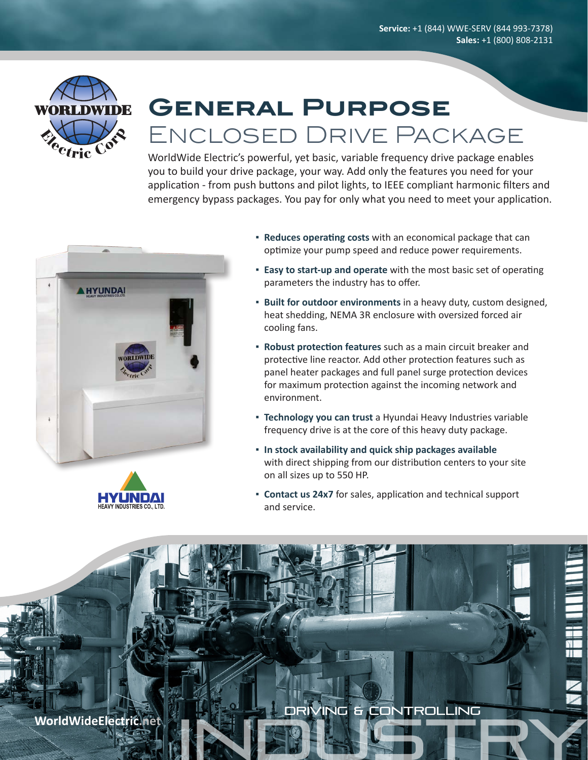**Service:** +1 (844) WWE-SERV (844 993-7378)
**Sales:** +1 (800) 808-2131

# General Purpose
## Enclosed Drive Package

WorldWide Electric's powerful, yet basic, variable frequency drive package enables you to build your drive package, your way. Add only the features you need for your application - from push buttons and pilot lights, to IEEE compliant harmonic filters and emergency bypass packages. You pay for only what you need to meet your application.

- **Reduces operating costs** with an economical package that can optimize your pump speed and reduce power requirements.
- **Easy to start-up and operate** with the most basic set of operating parameters the industry has to offer.
- **Built for outdoor environments** in a heavy duty, custom designed, heat shedding, NEMA 3R enclosure with oversized forced air cooling fans.
- **Robust protection features** such as a main circuit breaker and protective line reactor. Add other protection features such as panel heater packages and full panel surge protection devices for maximum protection against the incoming network and environment.
- **Technology you can trust** a Hyundai Heavy Industries variable frequency drive is at the core of this heavy duty package.
- **In stock availability and quick ship packages available** with direct shipping from our distribution centers to your site on all sizes up to 550 HP.
- **Contact us 24x7** for sales, application and technical support and service.

WorldWideElectric.net

DRIVING & CONTROLLING INDUSTRY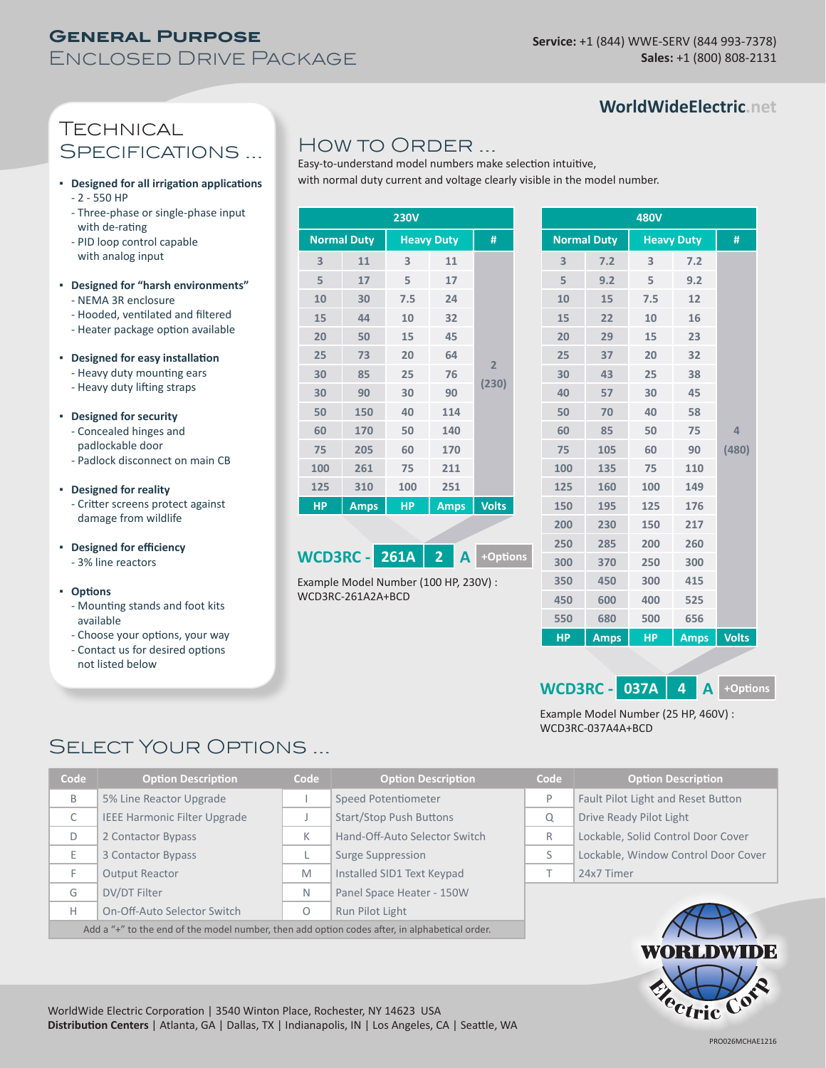# General Purpose Enclosed Drive Package

**Service:** +1 (844) WWE-SERV (844 993-7378)
**Sales:** +1 (800) 808-2131

**WorldWideElectric.net**

## Technical Specifications ...

- **Designed for all irrigation applications**
  - 2 - 550 HP
  - Three-phase or single-phase input with de-rating
  - PID loop control capable with analog input
- **Designed for "harsh environments"**
  - NEMA 3R enclosure
  - Hooded, ventilated and filtered
  - Heater package option available
- **Designed for easy installation**
  - Heavy duty mounting ears
  - Heavy duty lifting straps
- **Designed for security**
  - Concealed hinges and padlockable door
  - Padlock disconnect on main CB
- **Designed for reality**
  - Critter screens protect against damage from wildlife
- **Designed for efficiency**
  - 3% line reactors
- **Options**
  - Mounting stands and foot kits available
  - Choose your options, your way
  - Contact us for desired options not listed below

## How to Order ...

Easy-to-understand model numbers make selection intuitive, with normal duty current and voltage clearly visible in the model number.

| 230V | | | | |
|---|---|---|---|---|
| Normal Duty | | Heavy Duty | | # |
| 3 | 11 | 3 | 11 | 2 (230) |
| 5 | 17 | 5 | 17 | |
| 10 | 30 | 7.5 | 24 | |
| 15 | 44 | 10 | 32 | |
| 20 | 50 | 15 | 45 | |
| 25 | 73 | 20 | 64 | |
| 30 | 85 | 25 | 76 | |
| 30 | 90 | 30 | 90 | |
| 50 | 150 | 40 | 114 | |
| 60 | 170 | 50 | 140 | |
| 75 | 205 | 60 | 170 | |
| 100 | 261 | 75 | 211 | |
| 125 | 310 | 100 | 251 | |
| HP | Amps | HP | Amps | Volts |

**WCD3RC - 261A 2 A +Options**

Example Model Number (100 HP, 230V) : WCD3RC-261A2A+BCD

| 480V | | | | |
|---|---|---|---|---|
| Normal Duty | | Heavy Duty | | # |
| 3 | 7.2 | 3 | 7.2 | 4 (480) |
| 5 | 9.2 | 5 | 9.2 | |
| 10 | 15 | 7.5 | 12 | |
| 15 | 22 | 10 | 16 | |
| 20 | 29 | 15 | 23 | |
| 25 | 37 | 20 | 32 | |
| 30 | 43 | 25 | 38 | |
| 40 | 57 | 30 | 45 | |
| 50 | 70 | 40 | 58 | |
| 60 | 85 | 50 | 75 | |
| 75 | 105 | 60 | 90 | |
| 100 | 135 | 75 | 110 | |
| 125 | 160 | 100 | 149 | |
| 150 | 195 | 125 | 176 | |
| 200 | 230 | 150 | 217 | |
| 250 | 285 | 200 | 260 | |
| 300 | 370 | 250 | 300 | |
| 350 | 450 | 300 | 415 | |
| 450 | 600 | 400 | 525 | |
| 550 | 680 | 500 | 656 | |
| HP | Amps | HP | Amps | Volts |

**WCD3RC - 037A 4 A +Options**

Example Model Number (25 HP, 460V) : WCD3RC-037A4A+BCD

## Select Your Options ...

| Code | Option Description | Code | Option Description | Code | Option Description |
|---|---|---|---|---|---|
| B | 5% Line Reactor Upgrade | I | Speed Potentiometer | P | Fault Pilot Light and Reset Button |
| C | IEEE Harmonic Filter Upgrade | J | Start/Stop Push Buttons | Q | Drive Ready Pilot Light |
| D | 2 Contactor Bypass | K | Hand-Off-Auto Selector Switch | R | Lockable, Solid Control Door Cover |
| E | 3 Contactor Bypass | L | Surge Suppression | S | Lockable, Window Control Door Cover |
| F | Output Reactor | M | Installed SID1 Text Keypad | T | 24x7 Timer |
| G | DV/DT Filter | N | Panel Space Heater - 150W | | |
| H | On-Off-Auto Selector Switch | O | Run Pilot Light | | |

Add a "+" to the end of the model number, then add option codes after, in alphabetical order.

WORLDWIDE Electric Corp

WorldWide Electric Corporation | 3540 Winton Place, Rochester, NY 14623 USA
**Distribution Centers** | Atlanta, GA | Dallas, TX | Indianapolis, IN | Los Angeles, CA | Seattle, WA

PRO026MCHAE1216